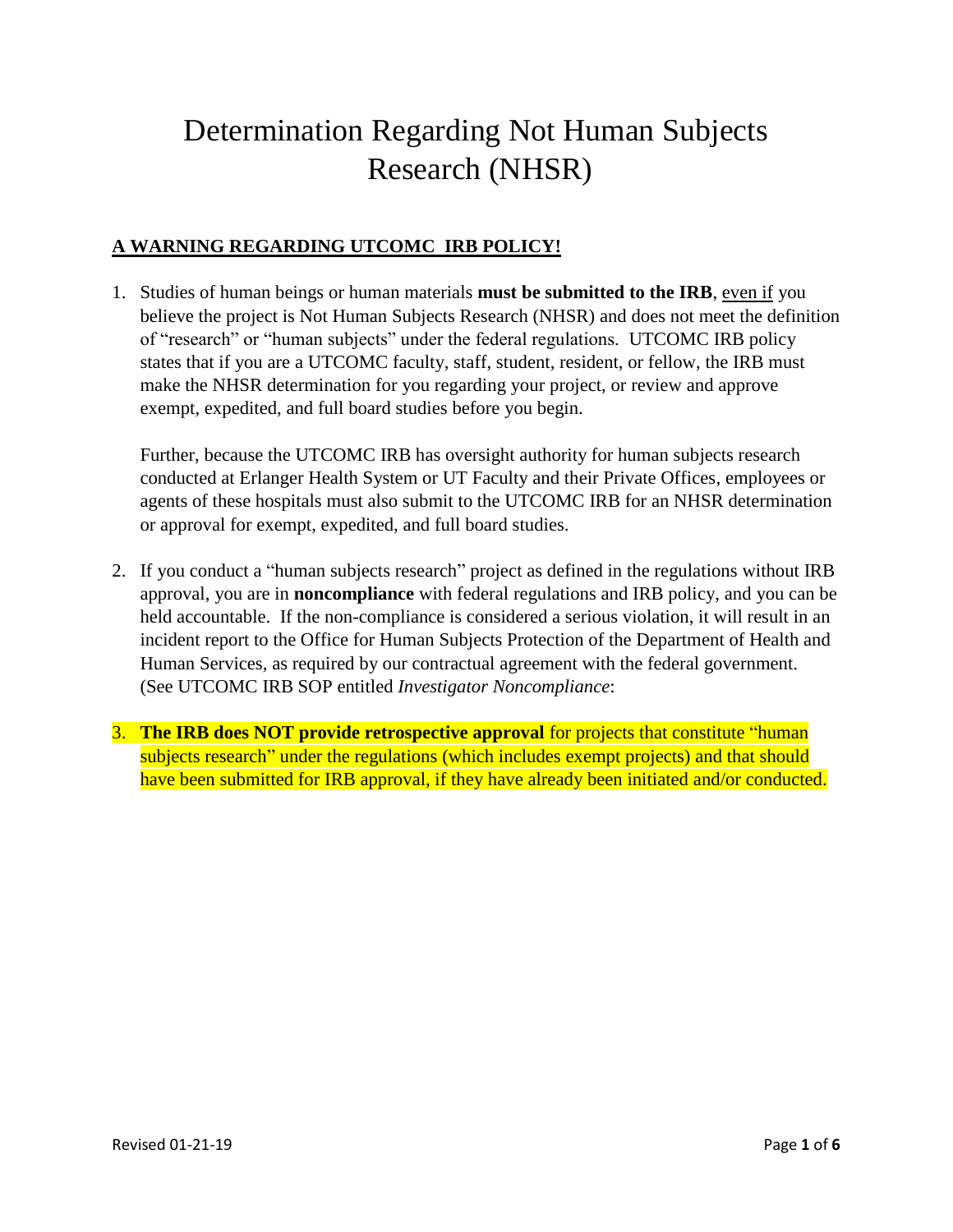# Determination Regarding Not Human Subjects Research (NHSR)

## A WARNING REGARDING UTCOMC IRB POLICY!

1. Studies of human beings or human materials **must be submitted to the IRB**, <u>even if</u> you believe the project is Not Human Subjects Research (NHSR) and does not meet the definition of "research" or "human subjects" under the federal regulations. UTCOMC IRB policy states that if you are a UTCOMC faculty, staff, student, resident, or fellow, the IRB must make the NHSR determination for you regarding your project, or review and approve exempt, expedited, and full board studies before you begin.

   Further, because the UTCOMC IRB has oversight authority for human subjects research conducted at Erlanger Health System or UT Faculty and their Private Offices, employees or agents of these hospitals must also submit to the UTCOMC IRB for an NHSR determination or approval for exempt, expedited, and full board studies.

2. If you conduct a "human subjects research" project as defined in the regulations without IRB approval, you are in **noncompliance** with federal regulations and IRB policy, and you can be held accountable. If the non-compliance is considered a serious violation, it will result in an incident report to the Office for Human Subjects Protection of the Department of Health and Human Services, as required by our contractual agreement with the federal government. (See UTCOMC IRB SOP entitled *Investigator Noncompliance*:

3. **The IRB does NOT provide retrospective approval** for projects that constitute "human subjects research" under the regulations (which includes exempt projects) and that should have been submitted for IRB approval, if they have already been initiated and/or conducted.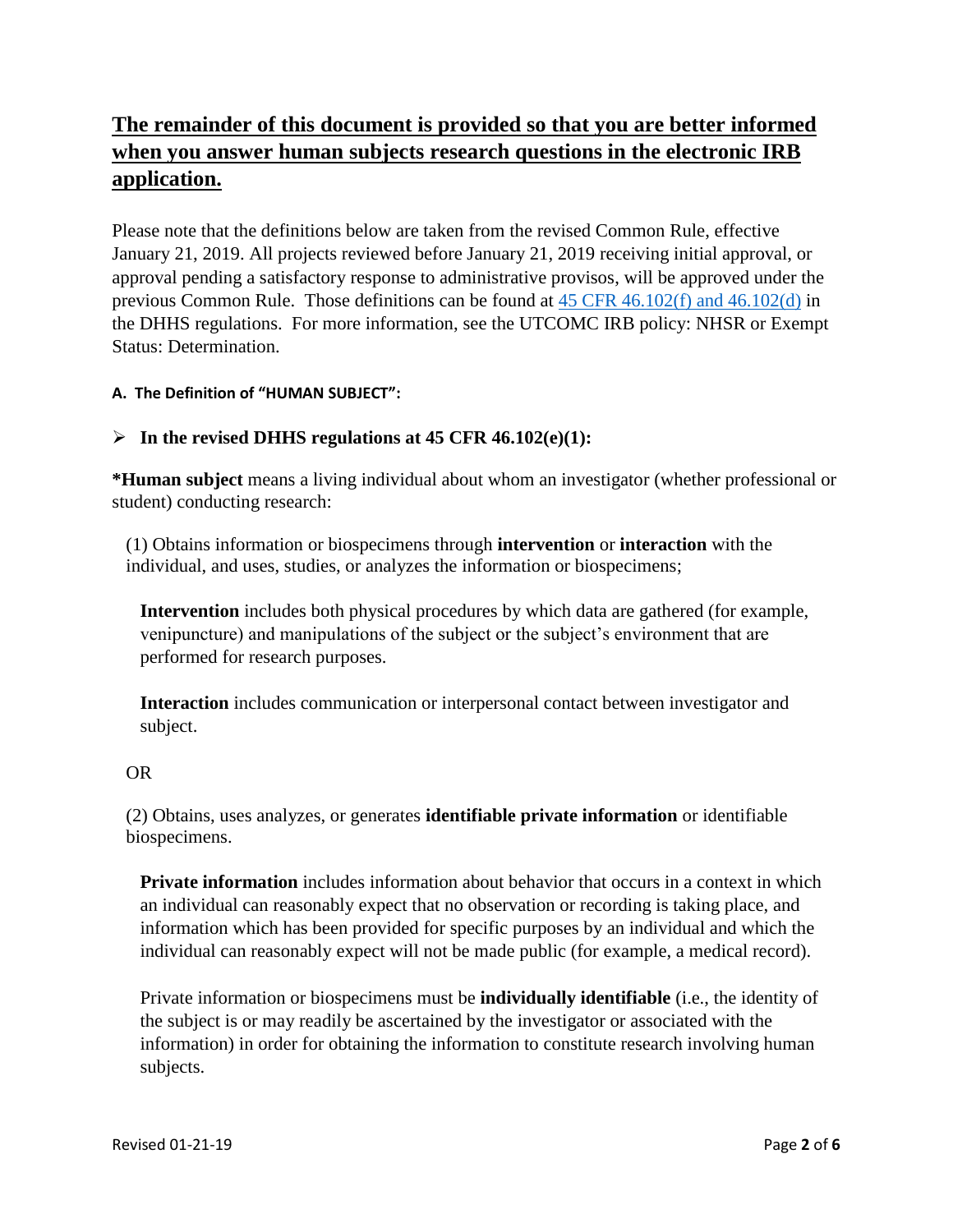## **The remainder of this document is provided so that you are better informed when you answer human subjects research questions in the electronic IRB application.**

Please note that the definitions below are taken from the revised Common Rule, effective January 21, 2019. All projects reviewed before January 21, 2019 receiving initial approval, or approval pending a satisfactory response to administrative provisos, will be approved under the previous Common Rule. Those definitions can be found at 45 CFR 46.102(f) and 46.102(d) in the DHHS regulations. For more information, see the UTCOMC IRB policy: NHSR or Exempt Status: Determination.

#### **A. The Definition of "HUMAN SUBJECT":**

- **In the revised DHHS regulations at 45 CFR 46.102(e)(1):**

***Human subject** means a living individual about whom an investigator (whether professional or student) conducting research:

(1) Obtains information or biospecimens through **intervention** or **interaction** with the individual, and uses, studies, or analyzes the information or biospecimens;

> **Intervention** includes both physical procedures by which data are gathered (for example, venipuncture) and manipulations of the subject or the subject's environment that are performed for research purposes.
>
> **Interaction** includes communication or interpersonal contact between investigator and subject.

OR

(2) Obtains, uses analyzes, or generates **identifiable private information** or identifiable biospecimens.

> **Private information** includes information about behavior that occurs in a context in which an individual can reasonably expect that no observation or recording is taking place, and information which has been provided for specific purposes by an individual and which the individual can reasonably expect will not be made public (for example, a medical record).
>
> Private information or biospecimens must be **individually identifiable** (i.e., the identity of the subject is or may readily be ascertained by the investigator or associated with the information) in order for obtaining the information to constitute research involving human subjects.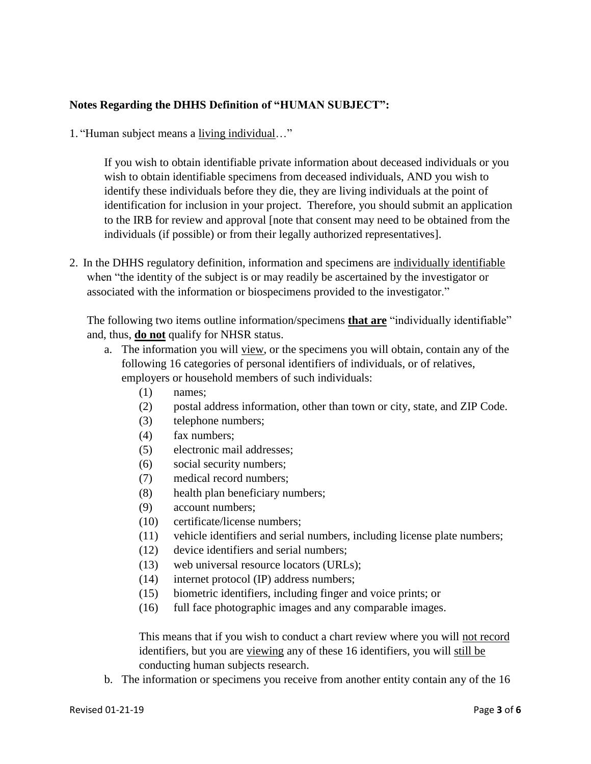**Notes Regarding the DHHS Definition of "HUMAN SUBJECT":**

1. "Human subject means a <u>living individual</u>…"

   If you wish to obtain identifiable private information about deceased individuals or you wish to obtain identifiable specimens from deceased individuals, AND you wish to identify these individuals before they die, they are living individuals at the point of identification for inclusion in your project. Therefore, you should submit an application to the IRB for review and approval [note that consent may need to be obtained from the individuals (if possible) or from their legally authorized representatives].

2. In the DHHS regulatory definition, information and specimens are <u>individually identifiable</u> when "the identity of the subject is or may readily be ascertained by the investigator or associated with the information or biospecimens provided to the investigator."

   The following two items outline information/specimens **<u>that are</u>** "individually identifiable" and, thus, **<u>do not</u>** qualify for NHSR status.

   a. The information you will <u>view</u>, or the specimens you will obtain, contain any of the following 16 categories of personal identifiers of individuals, or of relatives, employers or household members of such individuals:

      (1) names;
      (2) postal address information, other than town or city, state, and ZIP Code.
      (3) telephone numbers;
      (4) fax numbers;
      (5) electronic mail addresses;
      (6) social security numbers;
      (7) medical record numbers;
      (8) health plan beneficiary numbers;
      (9) account numbers;
      (10) certificate/license numbers;
      (11) vehicle identifiers and serial numbers, including license plate numbers;
      (12) device identifiers and serial numbers;
      (13) web universal resource locators (URLs);
      (14) internet protocol (IP) address numbers;
      (15) biometric identifiers, including finger and voice prints; or
      (16) full face photographic images and any comparable images.

      This means that if you wish to conduct a chart review where you will <u>not record</u> identifiers, but you are <u>viewing</u> any of these 16 identifiers, you will <u>still be</u> conducting human subjects research.

   b. The information or specimens you receive from another entity contain any of the 16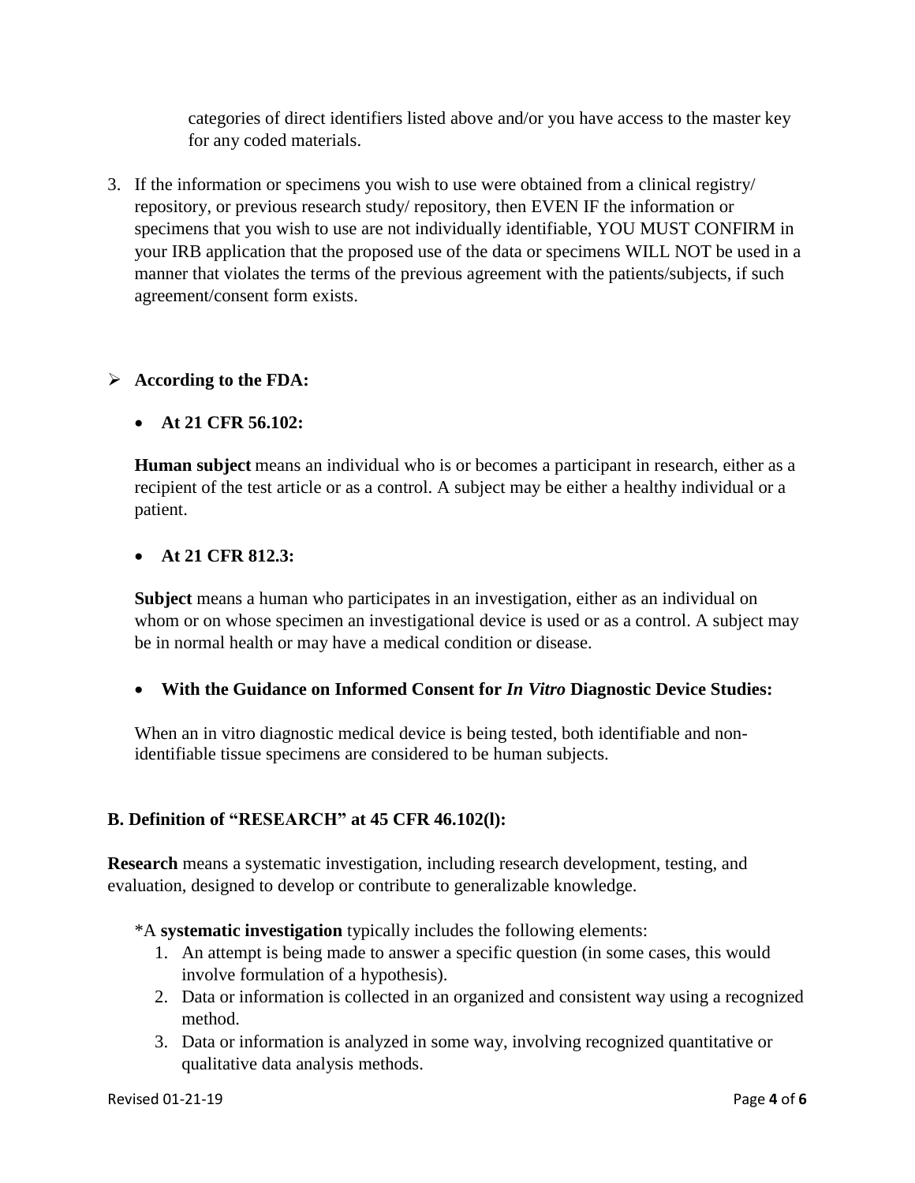categories of direct identifiers listed above and/or you have access to the master key for any coded materials.

3. If the information or specimens you wish to use were obtained from a clinical registry/ repository, or previous research study/ repository, then EVEN IF the information or specimens that you wish to use are not individually identifiable, YOU MUST CONFIRM in your IRB application that the proposed use of the data or specimens WILL NOT be used in a manner that violates the terms of the previous agreement with the patients/subjects, if such agreement/consent form exists.

- **According to the FDA:**

  - **At 21 CFR 56.102:**

  **Human subject** means an individual who is or becomes a participant in research, either as a recipient of the test article or as a control. A subject may be either a healthy individual or a patient.

  - **At 21 CFR 812.3:**

  **Subject** means a human who participates in an investigation, either as an individual on whom or on whose specimen an investigational device is used or as a control. A subject may be in normal health or may have a medical condition or disease.

  - **With the Guidance on Informed Consent for *In Vitro* Diagnostic Device Studies:**

  When an in vitro diagnostic medical device is being tested, both identifiable and non-identifiable tissue specimens are considered to be human subjects.

**B. Definition of "RESEARCH" at 45 CFR 46.102(l):**

**Research** means a systematic investigation, including research development, testing, and evaluation, designed to develop or contribute to generalizable knowledge.

*A **systematic investigation** typically includes the following elements:

1. An attempt is being made to answer a specific question (in some cases, this would involve formulation of a hypothesis).
2. Data or information is collected in an organized and consistent way using a recognized method.
3. Data or information is analyzed in some way, involving recognized quantitative or qualitative data analysis methods.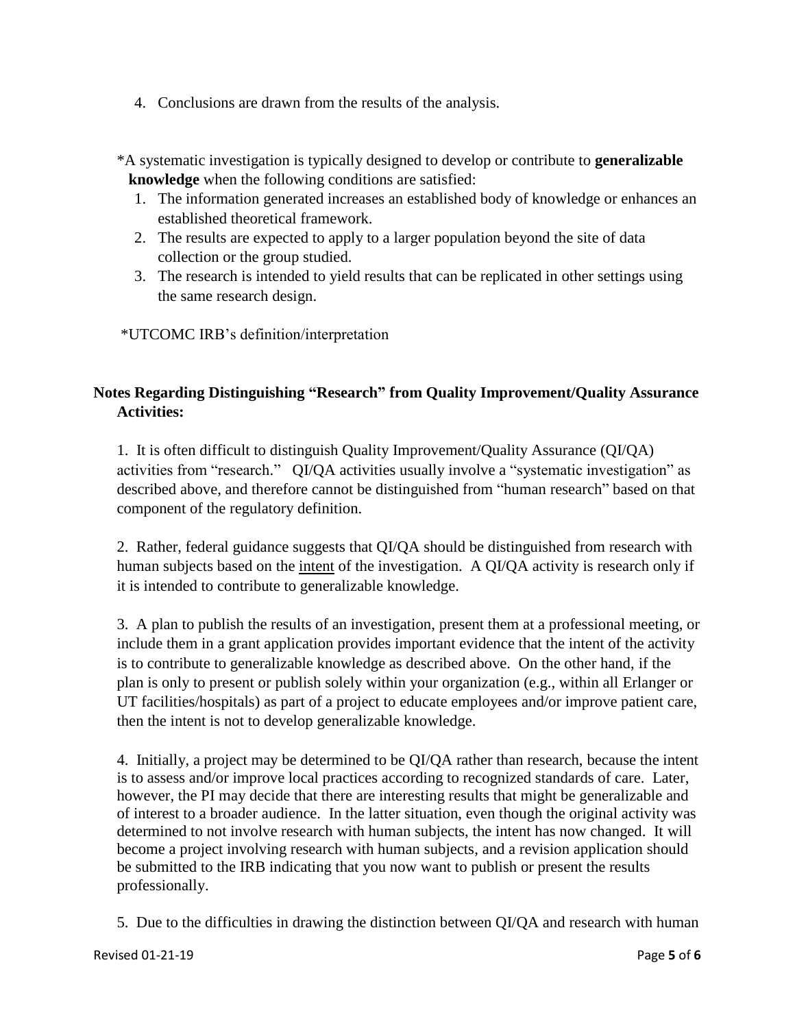4. Conclusions are drawn from the results of the analysis.

*A systematic investigation is typically designed to develop or contribute to **generalizable knowledge** when the following conditions are satisfied:

1. The information generated increases an established body of knowledge or enhances an established theoretical framework.
2. The results are expected to apply to a larger population beyond the site of data collection or the group studied.
3. The research is intended to yield results that can be replicated in other settings using the same research design.

*UTCOMC IRB's definition/interpretation

**Notes Regarding Distinguishing "Research" from Quality Improvement/Quality Assurance Activities:**

1. It is often difficult to distinguish Quality Improvement/Quality Assurance (QI/QA) activities from "research." QI/QA activities usually involve a "systematic investigation" as described above, and therefore cannot be distinguished from "human research" based on that component of the regulatory definition.

2. Rather, federal guidance suggests that QI/QA should be distinguished from research with human subjects based on the <u>intent</u> of the investigation. A QI/QA activity is research only if it is intended to contribute to generalizable knowledge.

3. A plan to publish the results of an investigation, present them at a professional meeting, or include them in a grant application provides important evidence that the intent of the activity is to contribute to generalizable knowledge as described above. On the other hand, if the plan is only to present or publish solely within your organization (e.g., within all Erlanger or UT facilities/hospitals) as part of a project to educate employees and/or improve patient care, then the intent is not to develop generalizable knowledge.

4. Initially, a project may be determined to be QI/QA rather than research, because the intent is to assess and/or improve local practices according to recognized standards of care. Later, however, the PI may decide that there are interesting results that might be generalizable and of interest to a broader audience. In the latter situation, even though the original activity was determined to not involve research with human subjects, the intent has now changed. It will become a project involving research with human subjects, and a revision application should be submitted to the IRB indicating that you now want to publish or present the results professionally.

5. Due to the difficulties in drawing the distinction between QI/QA and research with human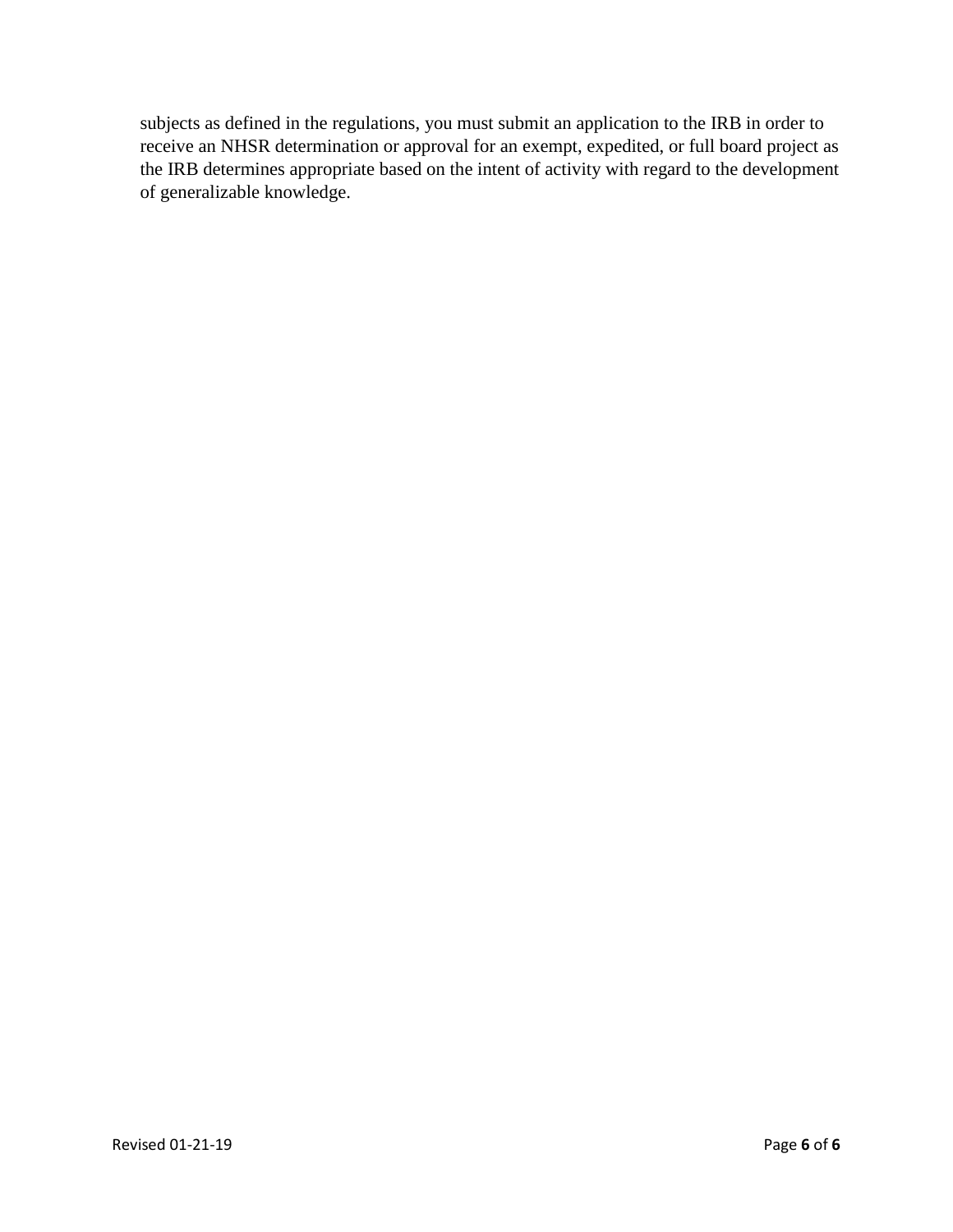subjects as defined in the regulations, you must submit an application to the IRB in order to receive an NHSR determination or approval for an exempt, expedited, or full board project as the IRB determines appropriate based on the intent of activity with regard to the development of generalizable knowledge.